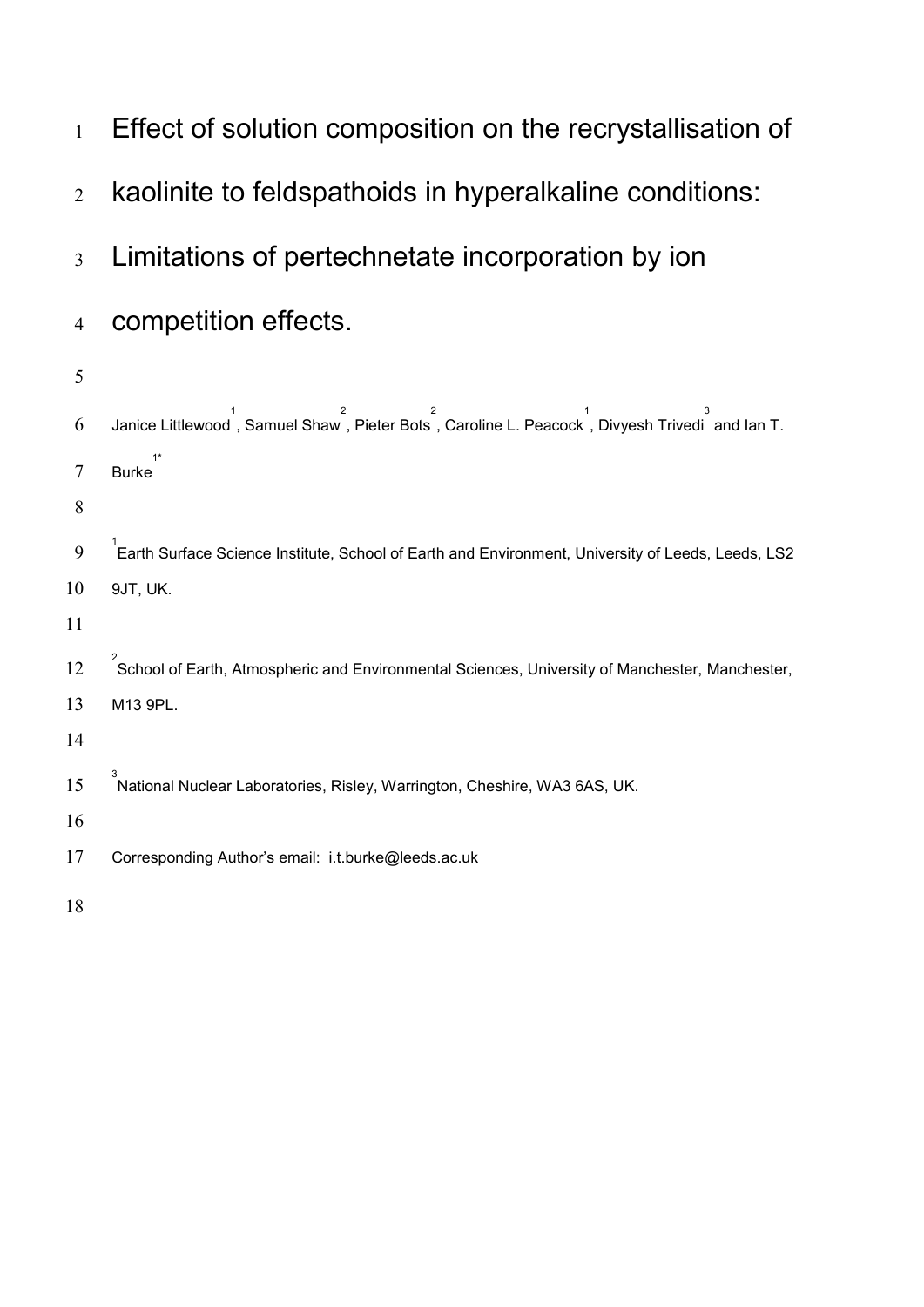# Effect of solution composition on the recrystallisation of kaolinite to feldspathoids in hyperalkaline conditions: Limitations of pertechnetate incorporation by ion competition effects.

Janice Littlewood[1], Samuel Shaw[2], Pieter Bots[2], Caroline L. Peacock[1], Divyesh Trivedi[3] and Ian T. Burke[1*]

[1]Earth Surface Science Institute, School of Earth and Environment, University of Leeds, Leeds, LS2 9JT, UK.

[2]School of Earth, Atmospheric and Environmental Sciences, University of Manchester, Manchester, M13 9PL.

[3]National Nuclear Laboratories, Risley, Warrington, Cheshire, WA3 6AS, UK.

Corresponding Author's email: i.t.burke@leeds.ac.uk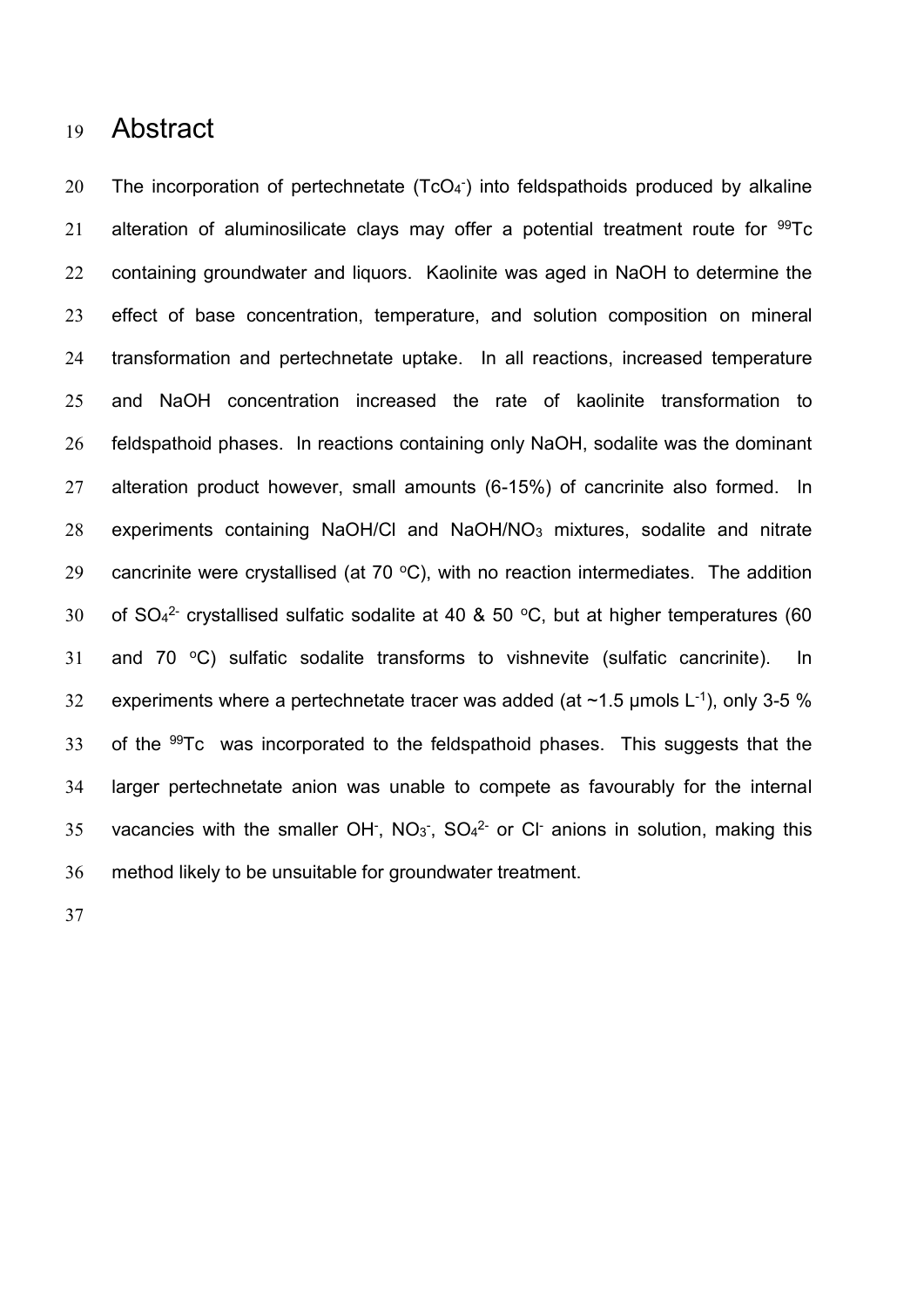# Abstract

The incorporation of pertechnetate ($TcO_4^-$) into feldspathoids produced by alkaline alteration of aluminosilicate clays may offer a potential treatment route for $^{99}$Tc containing groundwater and liquors. Kaolinite was aged in NaOH to determine the effect of base concentration, temperature, and solution composition on mineral transformation and pertechnetate uptake. In all reactions, increased temperature and NaOH concentration increased the rate of kaolinite transformation to feldspathoid phases. In reactions containing only NaOH, sodalite was the dominant alteration product however, small amounts (6-15%) of cancrinite also formed. In experiments containing NaOH/Cl and NaOH/$NO_3$ mixtures, sodalite and nitrate cancrinite were crystallised (at 70 °C), with no reaction intermediates. The addition of $SO_4^{2-}$ crystallised sulfatic sodalite at 40 & 50 °C, but at higher temperatures (60 and 70 °C) sulfatic sodalite transforms to vishnevite (sulfatic cancrinite). In experiments where a pertechnetate tracer was added (at ~1.5 µmols $L^{-1}$), only 3-5 % of the $^{99}$Tc was incorporated to the feldspathoid phases. This suggests that the larger pertechnetate anion was unable to compete as favourably for the internal vacancies with the smaller $OH^-$, $NO_3^-$, $SO_4^{2-}$ or $Cl^-$ anions in solution, making this method likely to be unsuitable for groundwater treatment.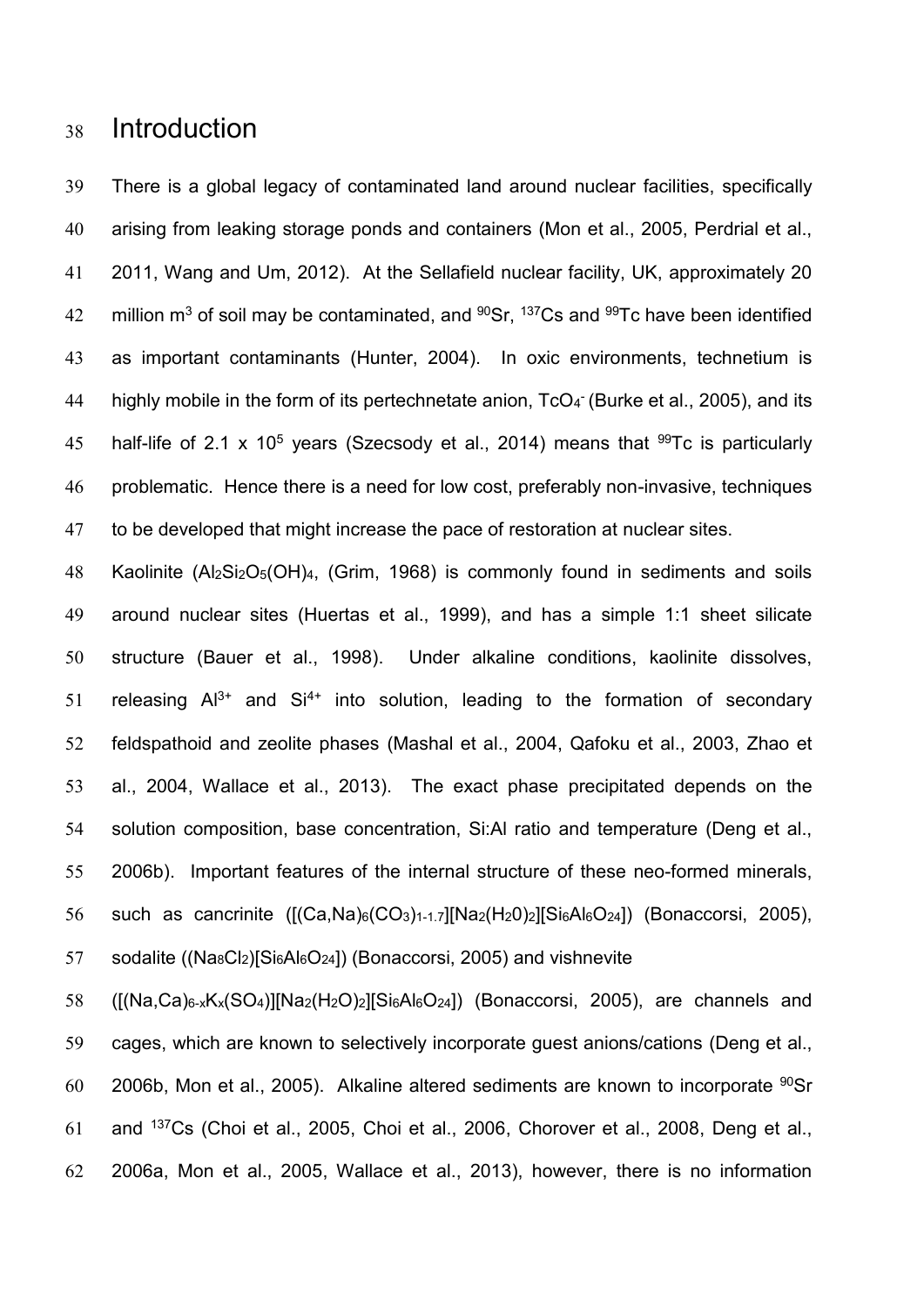# Introduction

There is a global legacy of contaminated land around nuclear facilities, specifically arising from leaking storage ponds and containers (Mon et al., 2005, Perdrial et al., 2011, Wang and Um, 2012). At the Sellafield nuclear facility, UK, approximately 20 million $m^3$ of soil may be contaminated, and $^{90}Sr$, $^{137}Cs$ and $^{99}Tc$ have been identified as important contaminants (Hunter, 2004). In oxic environments, technetium is highly mobile in the form of its pertechnetate anion, $TcO_4^-$ (Burke et al., 2005), and its half-life of 2.1 x $10^5$ years (Szecsody et al., 2014) means that $^{99}Tc$ is particularly problematic. Hence there is a need for low cost, preferably non-invasive, techniques to be developed that might increase the pace of restoration at nuclear sites.

Kaolinite ($Al_2Si_2O_5(OH)_4$, (Grim, 1968) is commonly found in sediments and soils around nuclear sites (Huertas et al., 1999), and has a simple 1:1 sheet silicate structure (Bauer et al., 1998). Under alkaline conditions, kaolinite dissolves, releasing $Al^{3+}$ and $Si^{4+}$ into solution, leading to the formation of secondary feldspathoid and zeolite phases (Mashal et al., 2004, Qafoku et al., 2003, Zhao et al., 2004, Wallace et al., 2013). The exact phase precipitated depends on the solution composition, base concentration, Si:Al ratio and temperature (Deng et al., 2006b). Important features of the internal structure of these neo-formed minerals, such as cancrinite ($[(Ca,Na)_6(CO_3)_{1\text{-}1.7}][Na_2(H_20)_2][Si_6Al_6O_{24}]$) (Bonaccorsi, 2005), sodalite ($(Na_8Cl_2)[Si_6Al_6O_{24}]$) (Bonaccorsi, 2005) and vishnevite ($[(Na,Ca)_{6-x}K_x(SO_4)][Na_2(H_2O)_2][Si_6Al_6O_{24}]$) (Bonaccorsi, 2005), are channels and cages, which are known to selectively incorporate guest anions/cations (Deng et al., 2006b, Mon et al., 2005). Alkaline altered sediments are known to incorporate $^{90}Sr$ and $^{137}Cs$ (Choi et al., 2005, Choi et al., 2006, Chorover et al., 2008, Deng et al., 2006a, Mon et al., 2005, Wallace et al., 2013), however, there is no information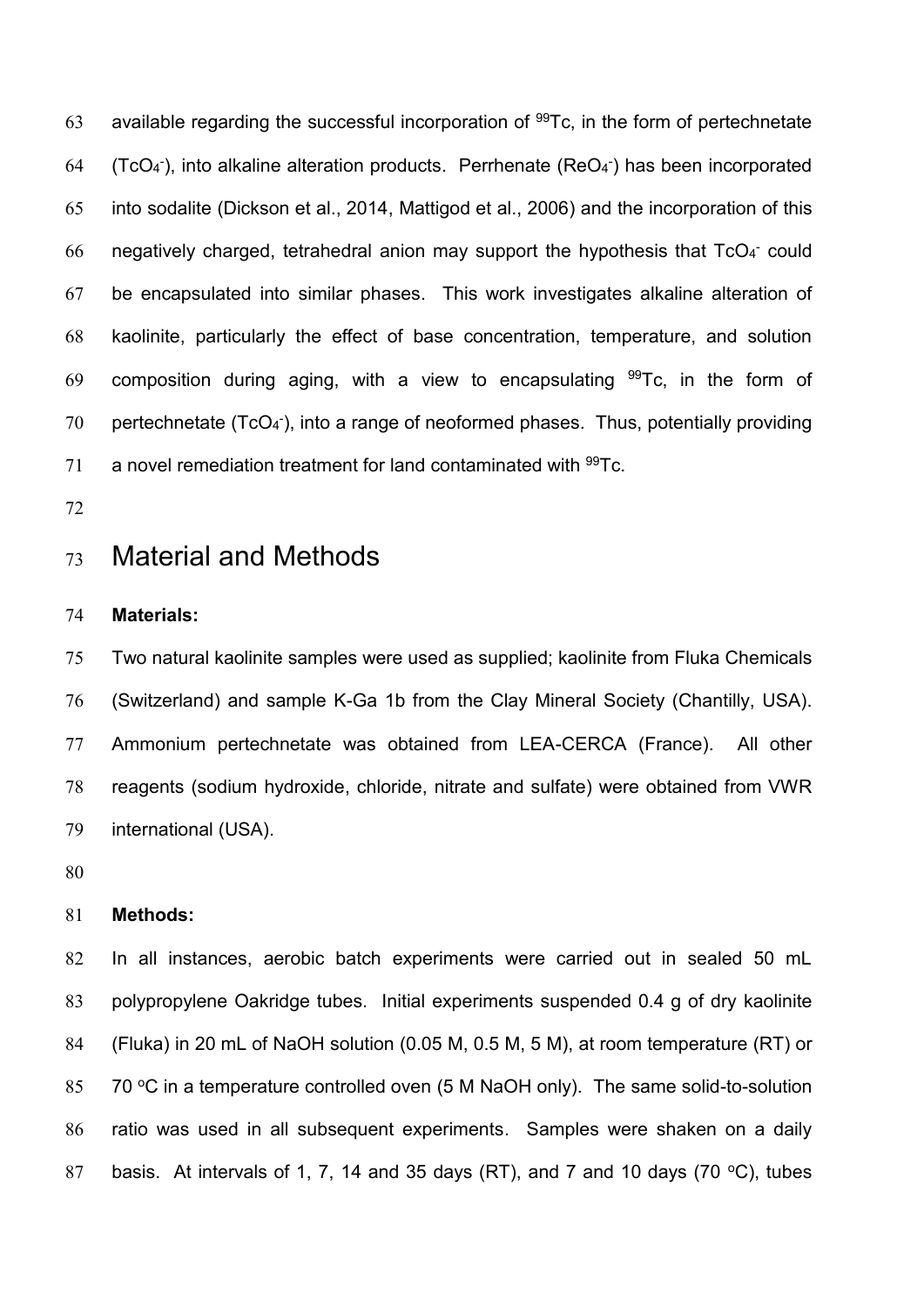available regarding the successful incorporation of $^{99}Tc$, in the form of pertechnetate ($TcO_4^-$), into alkaline alteration products. Perrhenate ($ReO_4^-$) has been incorporated into sodalite (Dickson et al., 2014, Mattigod et al., 2006) and the incorporation of this negatively charged, tetrahedral anion may support the hypothesis that $TcO_4^-$ could be encapsulated into similar phases. This work investigates alkaline alteration of kaolinite, particularly the effect of base concentration, temperature, and solution composition during aging, with a view to encapsulating $^{99}Tc$, in the form of pertechnetate ($TcO_4^-$), into a range of neoformed phases. Thus, potentially providing a novel remediation treatment for land contaminated with $^{99}Tc$.

# Material and Methods

**Materials:**

Two natural kaolinite samples were used as supplied; kaolinite from Fluka Chemicals (Switzerland) and sample K-Ga 1b from the Clay Mineral Society (Chantilly, USA). Ammonium pertechnetate was obtained from LEA-CERCA (France). All other reagents (sodium hydroxide, chloride, nitrate and sulfate) were obtained from VWR international (USA).

**Methods:**

In all instances, aerobic batch experiments were carried out in sealed 50 mL polypropylene Oakridge tubes. Initial experiments suspended 0.4 g of dry kaolinite (Fluka) in 20 mL of NaOH solution (0.05 M, 0.5 M, 5 M), at room temperature (RT) or 70 $^{o}C$ in a temperature controlled oven (5 M NaOH only). The same solid-to-solution ratio was used in all subsequent experiments. Samples were shaken on a daily basis. At intervals of 1, 7, 14 and 35 days (RT), and 7 and 10 days (70 $^{o}C$), tubes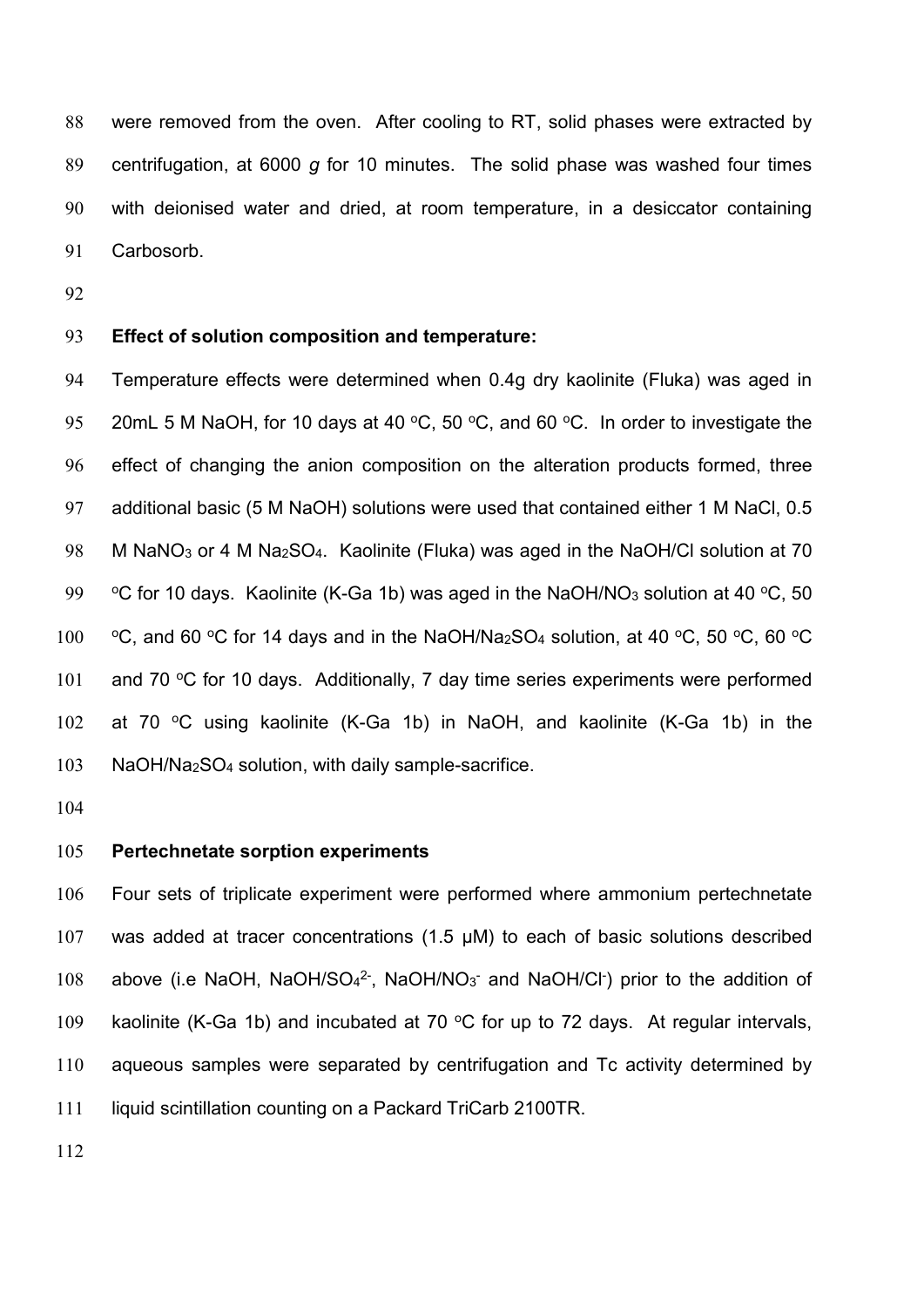were removed from the oven. After cooling to RT, solid phases were extracted by centrifugation, at 6000 *g* for 10 minutes. The solid phase was washed four times with deionised water and dried, at room temperature, in a desiccator containing Carbosorb.

**Effect of solution composition and temperature:**

Temperature effects were determined when 0.4g dry kaolinite (Fluka) was aged in 20mL 5 M NaOH, for 10 days at 40 °C, 50 °C, and 60 °C. In order to investigate the effect of changing the anion composition on the alteration products formed, three additional basic (5 M NaOH) solutions were used that contained either 1 M NaCl, 0.5 M $NaNO_3$ or 4 M $Na_2SO_4$. Kaolinite (Fluka) was aged in the NaOH/Cl solution at 70 °C for 10 days. Kaolinite (K-Ga 1b) was aged in the $NaOH/NO_3$ solution at 40 °C, 50 °C, and 60 °C for 14 days and in the $NaOH/Na_2SO_4$ solution, at 40 °C, 50 °C, 60 °C and 70 °C for 10 days. Additionally, 7 day time series experiments were performed at 70 °C using kaolinite (K-Ga 1b) in NaOH, and kaolinite (K-Ga 1b) in the $NaOH/Na_2SO_4$ solution, with daily sample-sacrifice.

**Pertechnetate sorption experiments**

Four sets of triplicate experiment were performed where ammonium pertechnetate was added at tracer concentrations (1.5 μM) to each of basic solutions described above (i.e NaOH, $NaOH/SO_4^{2-}$, $NaOH/NO_3^-$ and $NaOH/Cl^-$) prior to the addition of kaolinite (K-Ga 1b) and incubated at 70 °C for up to 72 days. At regular intervals, aqueous samples were separated by centrifugation and Tc activity determined by liquid scintillation counting on a Packard TriCarb 2100TR.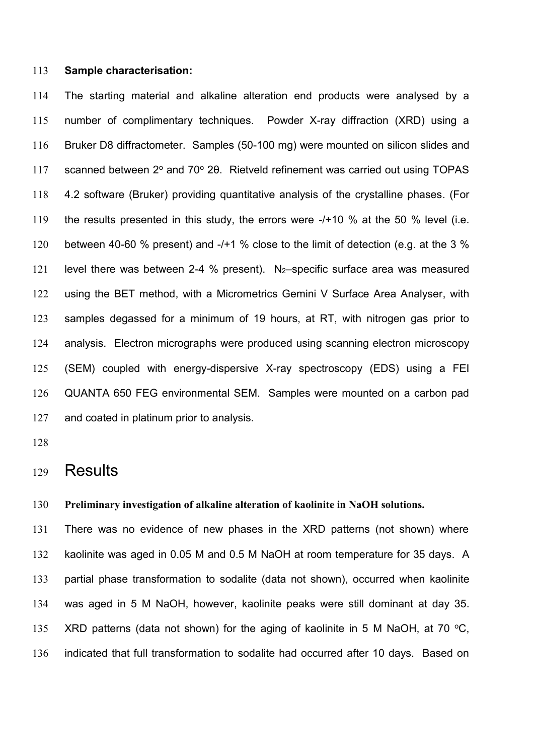**Sample characterisation:**

The starting material and alkaline alteration end products were analysed by a number of complimentary techniques. Powder X-ray diffraction (XRD) using a Bruker D8 diffractometer. Samples (50-100 mg) were mounted on silicon slides and scanned between 2° and 70° 2θ. Rietveld refinement was carried out using TOPAS 4.2 software (Bruker) providing quantitative analysis of the crystalline phases. (For the results presented in this study, the errors were -/+10 % at the 50 % level (i.e. between 40-60 % present) and -/+1 % close to the limit of detection (e.g. at the 3 % level there was between 2-4 % present). $N_2$–specific surface area was measured using the BET method, with a Micrometrics Gemini V Surface Area Analyser, with samples degassed for a minimum of 19 hours, at RT, with nitrogen gas prior to analysis. Electron micrographs were produced using scanning electron microscopy (SEM) coupled with energy-dispersive X-ray spectroscopy (EDS) using a FEI QUANTA 650 FEG environmental SEM. Samples were mounted on a carbon pad and coated in platinum prior to analysis.

# Results

**Preliminary investigation of alkaline alteration of kaolinite in NaOH solutions.**

There was no evidence of new phases in the XRD patterns (not shown) where kaolinite was aged in 0.05 M and 0.5 M NaOH at room temperature for 35 days. A partial phase transformation to sodalite (data not shown), occurred when kaolinite was aged in 5 M NaOH, however, kaolinite peaks were still dominant at day 35. XRD patterns (data not shown) for the aging of kaolinite in 5 M NaOH, at 70 °C, indicated that full transformation to sodalite had occurred after 10 days. Based on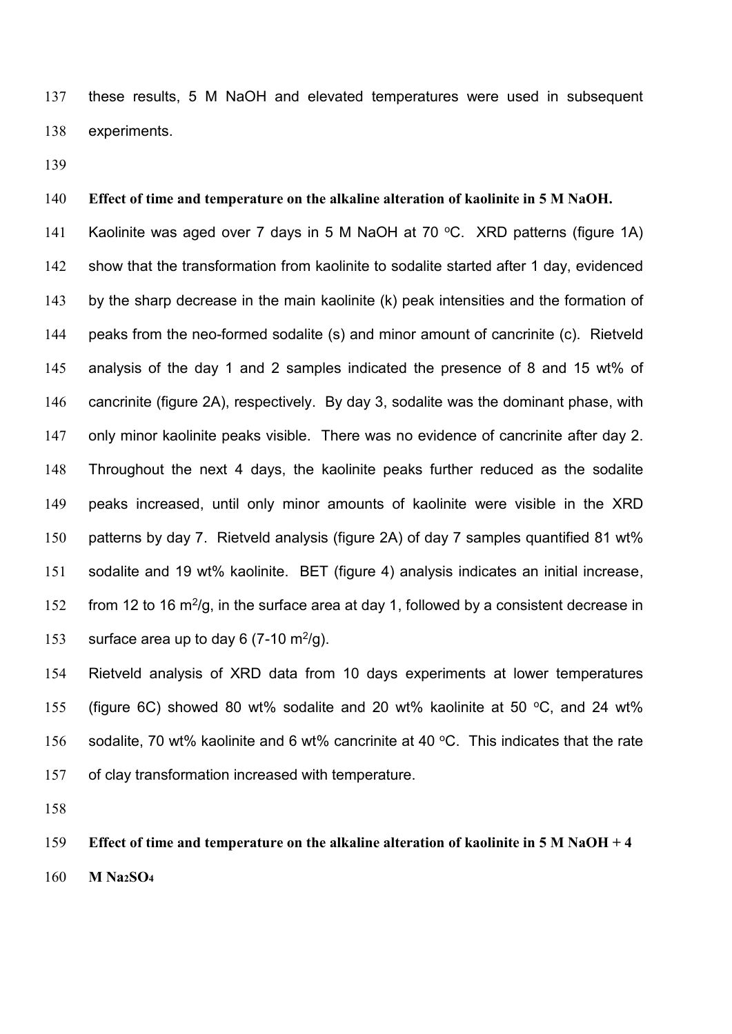these results, 5 M NaOH and elevated temperatures were used in subsequent experiments.

**Effect of time and temperature on the alkaline alteration of kaolinite in 5 M NaOH.**

Kaolinite was aged over 7 days in 5 M NaOH at 70 $^{o}$C. XRD patterns (figure 1A) show that the transformation from kaolinite to sodalite started after 1 day, evidenced by the sharp decrease in the main kaolinite (k) peak intensities and the formation of peaks from the neo-formed sodalite (s) and minor amount of cancrinite (c). Rietveld analysis of the day 1 and 2 samples indicated the presence of 8 and 15 wt% of cancrinite (figure 2A), respectively. By day 3, sodalite was the dominant phase, with only minor kaolinite peaks visible. There was no evidence of cancrinite after day 2. Throughout the next 4 days, the kaolinite peaks further reduced as the sodalite peaks increased, until only minor amounts of kaolinite were visible in the XRD patterns by day 7. Rietveld analysis (figure 2A) of day 7 samples quantified 81 wt% sodalite and 19 wt% kaolinite. BET (figure 4) analysis indicates an initial increase, from 12 to 16 $m^2$/g, in the surface area at day 1, followed by a consistent decrease in surface area up to day 6 (7-10 $m^2$/g).

Rietveld analysis of XRD data from 10 days experiments at lower temperatures (figure 6C) showed 80 wt% sodalite and 20 wt% kaolinite at 50 $^{o}$C, and 24 wt% sodalite, 70 wt% kaolinite and 6 wt% cancrinite at 40 $^{o}$C. This indicates that the rate of clay transformation increased with temperature.

**Effect of time and temperature on the alkaline alteration of kaolinite in 5 M NaOH + 4 M $Na_2SO_4$**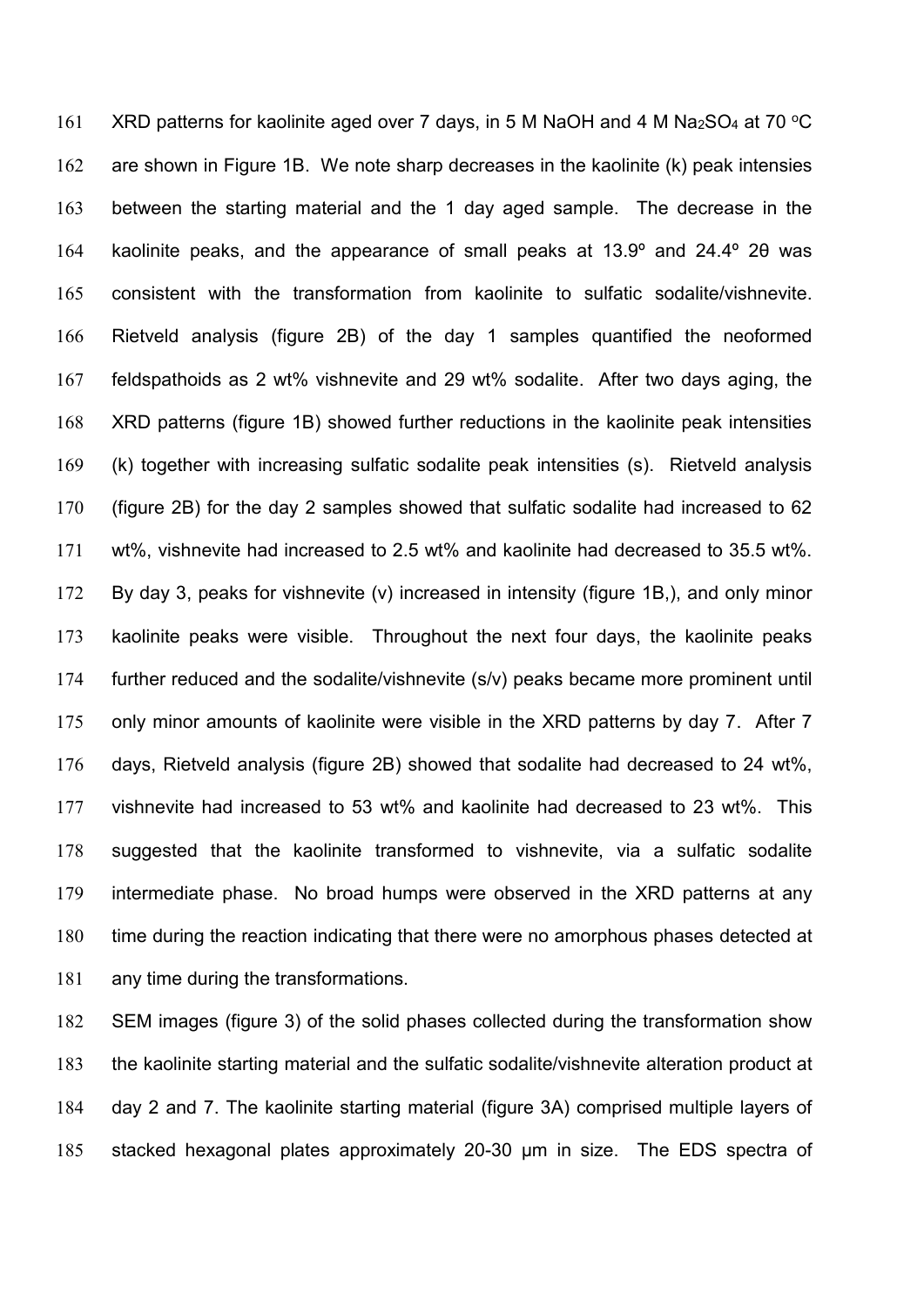XRD patterns for kaolinite aged over 7 days, in 5 M NaOH and 4 M $Na_2SO_4$ at 70 °C are shown in Figure 1B. We note sharp decreases in the kaolinite (k) peak intensies between the starting material and the 1 day aged sample. The decrease in the kaolinite peaks, and the appearance of small peaks at 13.9° and 24.4° 2θ was consistent with the transformation from kaolinite to sulfatic sodalite/vishnevite. Rietveld analysis (figure 2B) of the day 1 samples quantified the neoformed feldspathoids as 2 wt% vishnevite and 29 wt% sodalite. After two days aging, the XRD patterns (figure 1B) showed further reductions in the kaolinite peak intensities (k) together with increasing sulfatic sodalite peak intensities (s). Rietveld analysis (figure 2B) for the day 2 samples showed that sulfatic sodalite had increased to 62 wt%, vishnevite had increased to 2.5 wt% and kaolinite had decreased to 35.5 wt%. By day 3, peaks for vishnevite (v) increased in intensity (figure 1B,), and only minor kaolinite peaks were visible. Throughout the next four days, the kaolinite peaks further reduced and the sodalite/vishnevite (s/v) peaks became more prominent until only minor amounts of kaolinite were visible in the XRD patterns by day 7. After 7 days, Rietveld analysis (figure 2B) showed that sodalite had decreased to 24 wt%, vishnevite had increased to 53 wt% and kaolinite had decreased to 23 wt%. This suggested that the kaolinite transformed to vishnevite, via a sulfatic sodalite intermediate phase. No broad humps were observed in the XRD patterns at any time during the reaction indicating that there were no amorphous phases detected at any time during the transformations.

SEM images (figure 3) of the solid phases collected during the transformation show the kaolinite starting material and the sulfatic sodalite/vishnevite alteration product at day 2 and 7. The kaolinite starting material (figure 3A) comprised multiple layers of stacked hexagonal plates approximately 20-30 μm in size. The EDS spectra of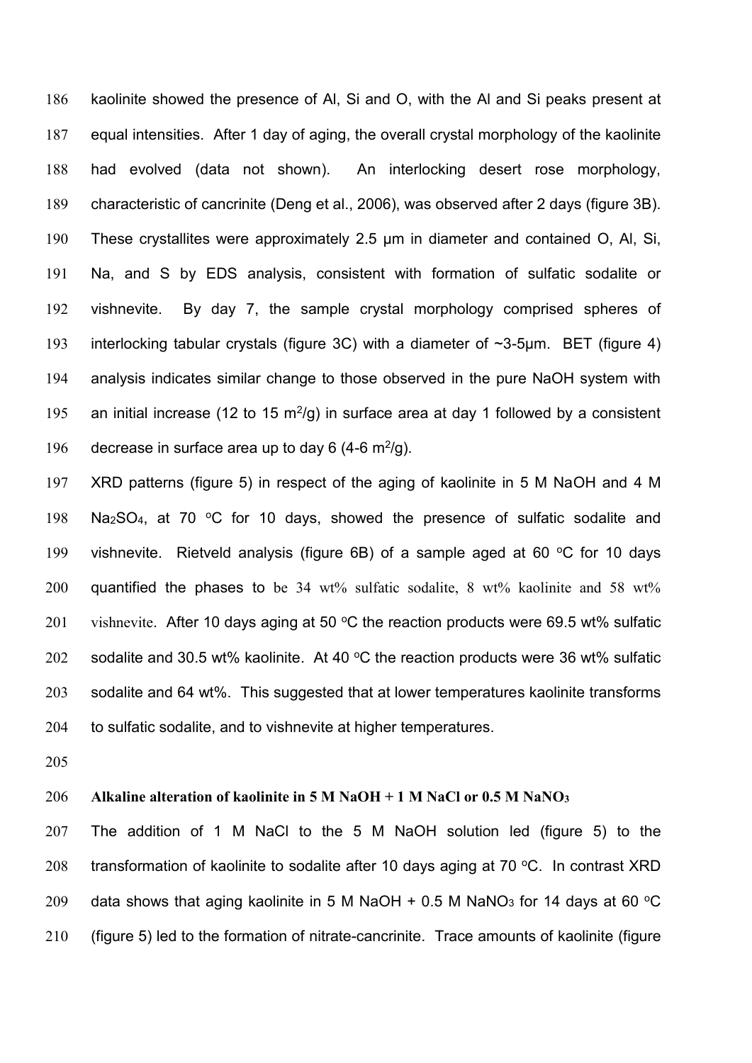kaolinite showed the presence of Al, Si and O, with the Al and Si peaks present at equal intensities. After 1 day of aging, the overall crystal morphology of the kaolinite had evolved (data not shown). An interlocking desert rose morphology, characteristic of cancrinite (Deng et al., 2006), was observed after 2 days (figure 3B). These crystallites were approximately 2.5 μm in diameter and contained O, Al, Si, Na, and S by EDS analysis, consistent with formation of sulfatic sodalite or vishnevite. By day 7, the sample crystal morphology comprised spheres of interlocking tabular crystals (figure 3C) with a diameter of ~3-5μm. BET (figure 4) analysis indicates similar change to those observed in the pure NaOH system with an initial increase (12 to 15 $m^2/g$) in surface area at day 1 followed by a consistent decrease in surface area up to day 6 (4-6 $m^2/g$).

XRD patterns (figure 5) in respect of the aging of kaolinite in 5 M NaOH and 4 M $Na_2SO_4$, at 70 °C for 10 days, showed the presence of sulfatic sodalite and vishnevite. Rietveld analysis (figure 6B) of a sample aged at 60 °C for 10 days quantified the phases to be 34 wt% sulfatic sodalite, 8 wt% kaolinite and 58 wt% vishnevite. After 10 days aging at 50 °C the reaction products were 69.5 wt% sulfatic sodalite and 30.5 wt% kaolinite. At 40 °C the reaction products were 36 wt% sulfatic sodalite and 64 wt%. This suggested that at lower temperatures kaolinite transforms to sulfatic sodalite, and to vishnevite at higher temperatures.

**Alkaline alteration of kaolinite in 5 M NaOH + 1 M NaCl or 0.5 M $NaNO_3$**

The addition of 1 M NaCl to the 5 M NaOH solution led (figure 5) to the transformation of kaolinite to sodalite after 10 days aging at 70 °C. In contrast XRD data shows that aging kaolinite in 5 M NaOH + 0.5 M $NaNO_3$ for 14 days at 60 °C (figure 5) led to the formation of nitrate-cancrinite. Trace amounts of kaolinite (figure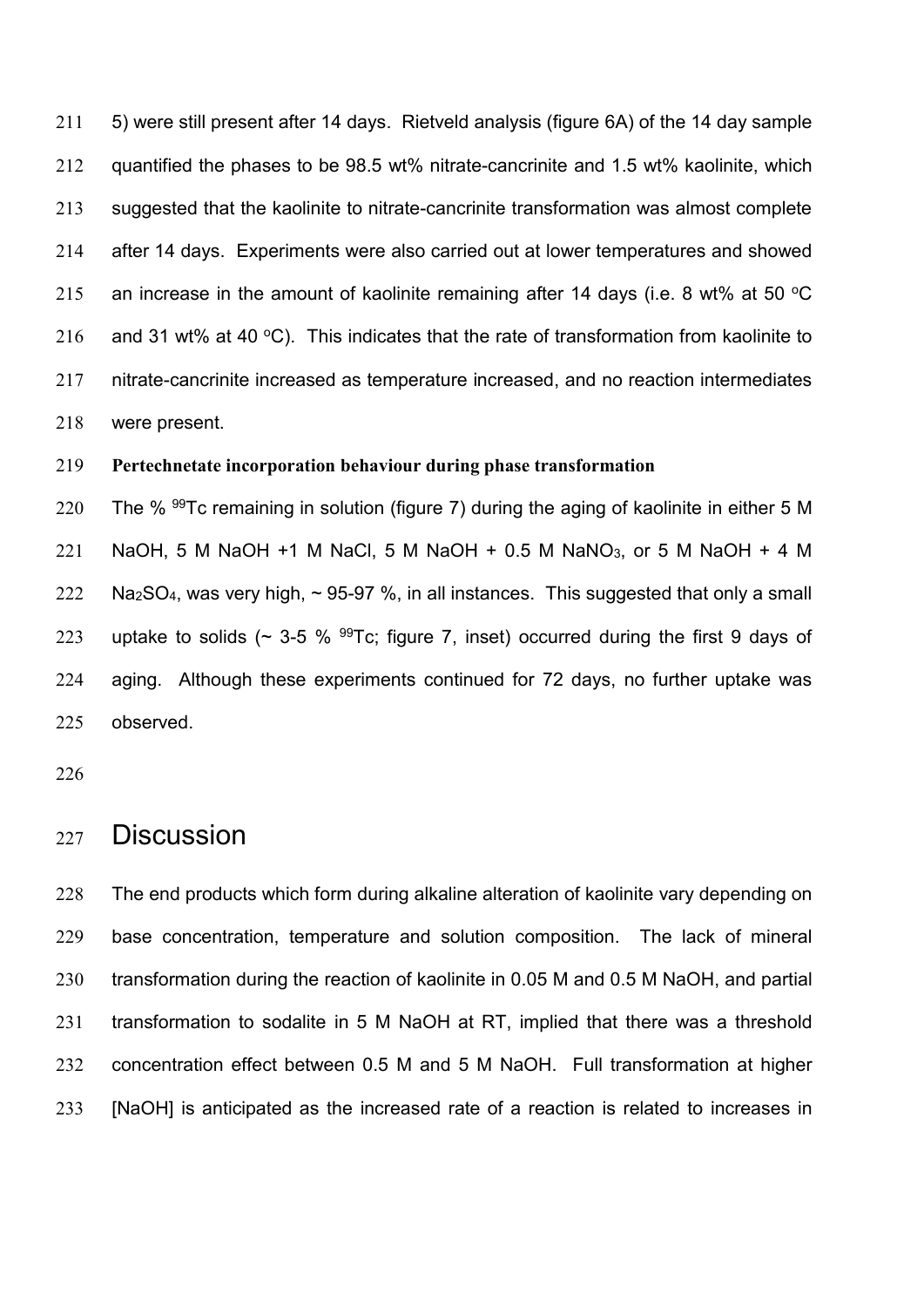5) were still present after 14 days. Rietveld analysis (figure 6A) of the 14 day sample quantified the phases to be 98.5 wt% nitrate-cancrinite and 1.5 wt% kaolinite, which suggested that the kaolinite to nitrate-cancrinite transformation was almost complete after 14 days. Experiments were also carried out at lower temperatures and showed an increase in the amount of kaolinite remaining after 14 days (i.e. 8 wt% at 50 °C and 31 wt% at 40 °C). This indicates that the rate of transformation from kaolinite to nitrate-cancrinite increased as temperature increased, and no reaction intermediates were present.

**Pertechnetate incorporation behaviour during phase transformation**

The % $^{99}Tc$ remaining in solution (figure 7) during the aging of kaolinite in either 5 M NaOH, 5 M NaOH +1 M NaCl, 5 M NaOH + 0.5 M $NaNO_3$, or 5 M NaOH + 4 M $Na_2SO_4$, was very high, ~ 95-97 %, in all instances. This suggested that only a small uptake to solids (~ 3-5 % $^{99}Tc$; figure 7, inset) occurred during the first 9 days of aging. Although these experiments continued for 72 days, no further uptake was observed.

# Discussion

The end products which form during alkaline alteration of kaolinite vary depending on base concentration, temperature and solution composition. The lack of mineral transformation during the reaction of kaolinite in 0.05 M and 0.5 M NaOH, and partial transformation to sodalite in 5 M NaOH at RT, implied that there was a threshold concentration effect between 0.5 M and 5 M NaOH. Full transformation at higher [NaOH] is anticipated as the increased rate of a reaction is related to increases in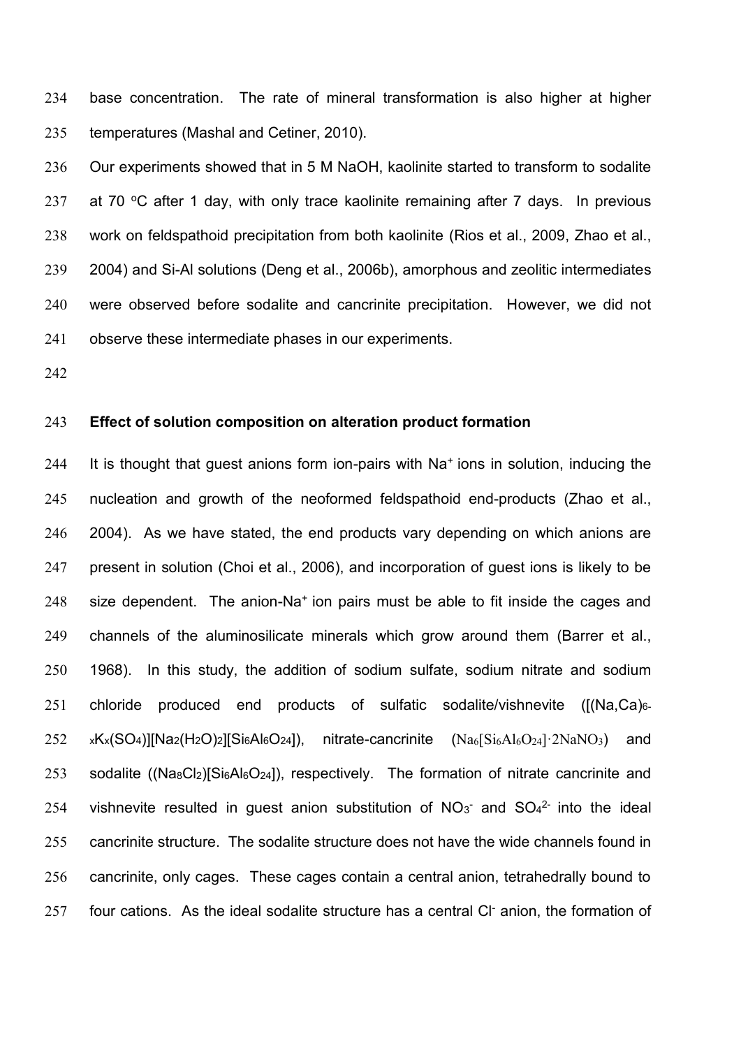base concentration. The rate of mineral transformation is also higher at higher temperatures (Mashal and Cetiner, 2010).

Our experiments showed that in 5 M NaOH, kaolinite started to transform to sodalite at 70 °C after 1 day, with only trace kaolinite remaining after 7 days. In previous work on feldspathoid precipitation from both kaolinite (Rios et al., 2009, Zhao et al., 2004) and Si-Al solutions (Deng et al., 2006b), amorphous and zeolitic intermediates were observed before sodalite and cancrinite precipitation. However, we did not observe these intermediate phases in our experiments.

**Effect of solution composition on alteration product formation**

It is thought that guest anions form ion-pairs with $Na^+$ ions in solution, inducing the nucleation and growth of the neoformed feldspathoid end-products (Zhao et al., 2004). As we have stated, the end products vary depending on which anions are present in solution (Choi et al., 2006), and incorporation of guest ions is likely to be size dependent. The anion-$Na^+$ ion pairs must be able to fit inside the cages and channels of the aluminosilicate minerals which grow around them (Barrer et al., 1968). In this study, the addition of sodium sulfate, sodium nitrate and sodium chloride produced end products of sulfatic sodalite/vishnevite ($[(Na,Ca)_{6-x}K_x(SO_4)][Na_2(H_2O)_2][Si_6Al_6O_{24}]$), nitrate-cancrinite ($Na_6[Si_6Al_6O_{24}]\cdot 2NaNO_3$) and sodalite ($(Na_8Cl_2)[Si_6Al_6O_{24}]$), respectively. The formation of nitrate cancrinite and vishnevite resulted in guest anion substitution of $NO_3^-$ and $SO_4^{2-}$ into the ideal cancrinite structure. The sodalite structure does not have the wide channels found in cancrinite, only cages. These cages contain a central anion, tetrahedrally bound to four cations. As the ideal sodalite structure has a central $Cl^-$ anion, the formation of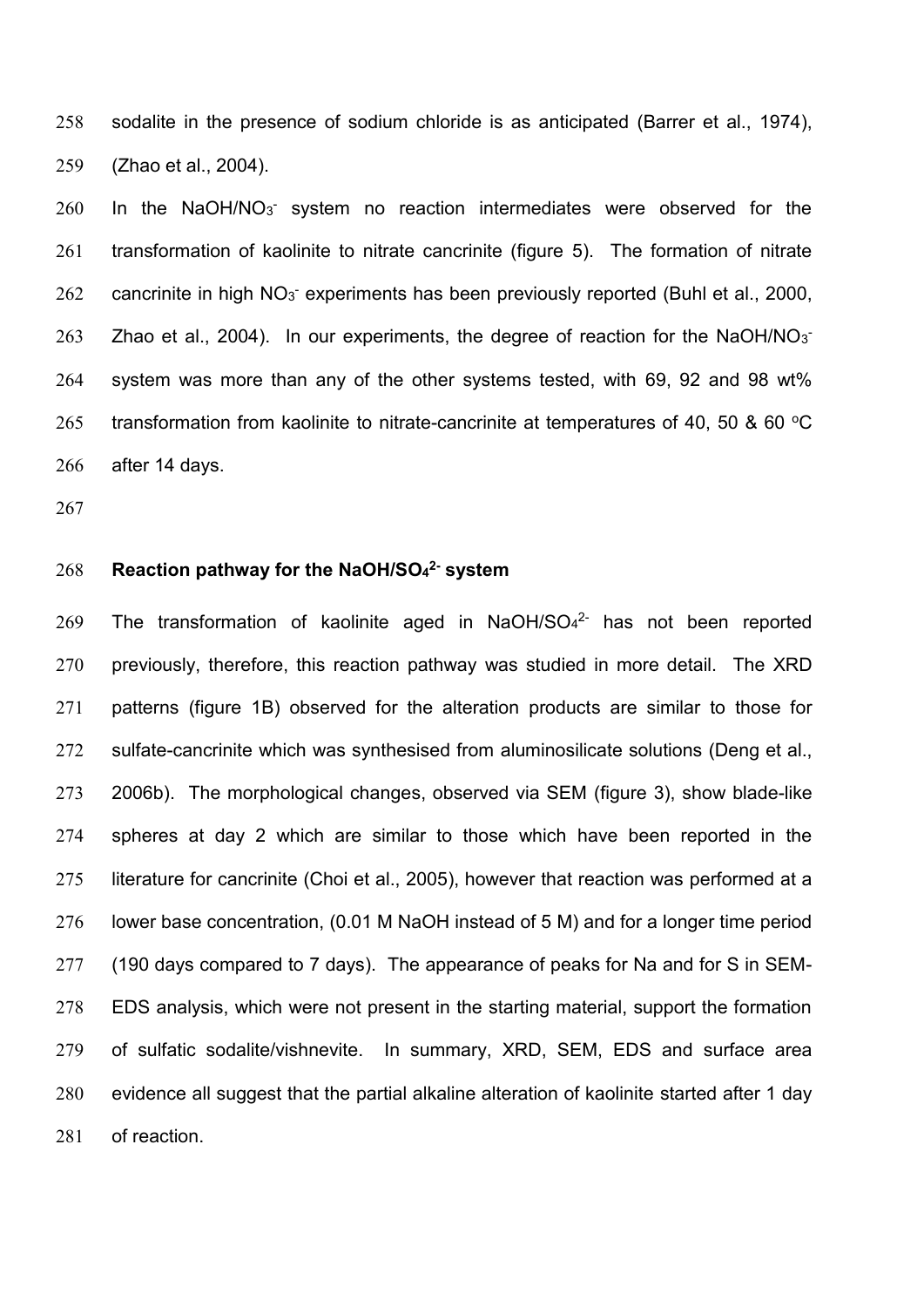sodalite in the presence of sodium chloride is as anticipated (Barrer et al., 1974), (Zhao et al., 2004).

In the NaOH/$NO_3^-$ system no reaction intermediates were observed for the transformation of kaolinite to nitrate cancrinite (figure 5). The formation of nitrate cancrinite in high $NO_3^-$ experiments has been previously reported (Buhl et al., 2000, Zhao et al., 2004). In our experiments, the degree of reaction for the NaOH/$NO_3^-$ system was more than any of the other systems tested, with 69, 92 and 98 wt% transformation from kaolinite to nitrate-cancrinite at temperatures of 40, 50 & 60 $^oC$ after 14 days.

**Reaction pathway for the NaOH/$SO_4^{2-}$ system**

The transformation of kaolinite aged in NaOH/$SO_4^{2-}$ has not been reported previously, therefore, this reaction pathway was studied in more detail. The XRD patterns (figure 1B) observed for the alteration products are similar to those for sulfate-cancrinite which was synthesised from aluminosilicate solutions (Deng et al., 2006b). The morphological changes, observed via SEM (figure 3), show blade-like spheres at day 2 which are similar to those which have been reported in the literature for cancrinite (Choi et al., 2005), however that reaction was performed at a lower base concentration, (0.01 M NaOH instead of 5 M) and for a longer time period (190 days compared to 7 days). The appearance of peaks for Na and for S in SEM-EDS analysis, which were not present in the starting material, support the formation of sulfatic sodalite/vishnevite. In summary, XRD, SEM, EDS and surface area evidence all suggest that the partial alkaline alteration of kaolinite started after 1 day of reaction.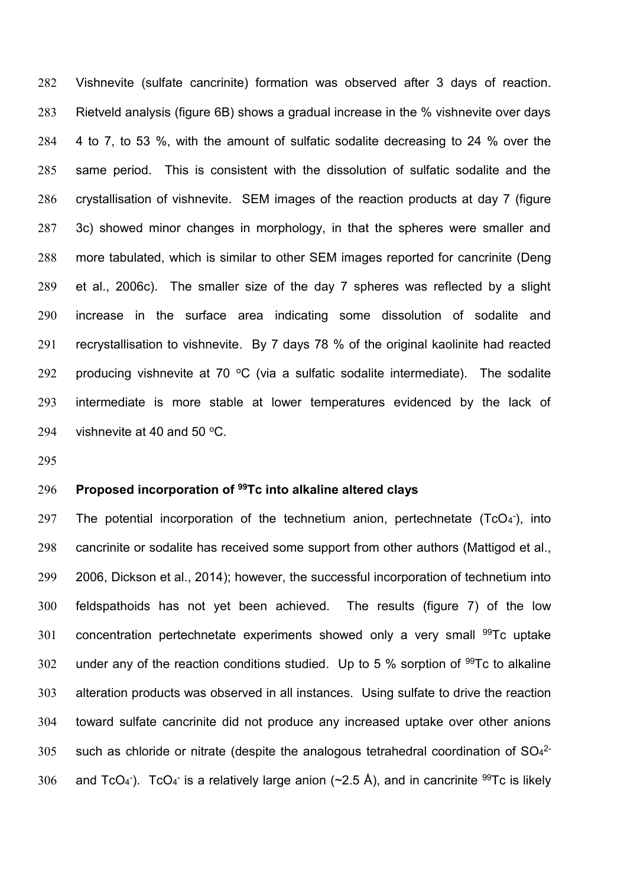Vishnevite (sulfate cancrinite) formation was observed after 3 days of reaction.[2] Rietveld analysis (figure 6B) shows a gradual increase in the % vishnevite over days 4 to 7, to 53 %, with the amount of sulfatic sodalite decreasing to 24 % over the same period. This is consistent with the dissolution of sulfatic sodalite and the crystallisation of vishnevite. SEM images of the reaction products at day 7 (figure 3c) showed minor changes in morphology, in that the spheres were smaller and more tabulated, which is similar to other SEM images reported for cancrinite (Deng et al., 2006c). The smaller size of the day 7 spheres was reflected by a slight increase in the surface area indicating some dissolution of sodalite and recrystallisation to vishnevite. By 7 days 78 % of the original kaolinite had reacted producing vishnevite at 70 $^{o}$C (via a sulfatic sodalite intermediate). The sodalite intermediate is more stable at lower temperatures evidenced by the lack of vishnevite at 40 and 50 $^{o}$C.

**Proposed incorporation of $^{99}$Tc into alkaline altered clays**

The potential incorporation of the technetium anion, pertechnetate ($TcO_4^-$), into cancrinite or sodalite has received some support from other authors (Mattigod et al., 2006, Dickson et al., 2014); however, the successful incorporation of technetium into feldspathoids has not yet been achieved. The results (figure 7) of the low concentration pertechnetate experiments showed only a very small $^{99}$Tc uptake under any of the reaction conditions studied. Up to 5 % sorption of $^{99}$Tc to alkaline alteration products was observed in all instances. Using sulfate to drive the reaction toward sulfate cancrinite did not produce any increased uptake over other anions such as chloride or nitrate (despite the analogous tetrahedral coordination of $SO_4^{2-}$ and $TcO_4^-$). $TcO_4^-$ is a relatively large anion (~2.5 Å), and in cancrinite $^{99}$Tc is likely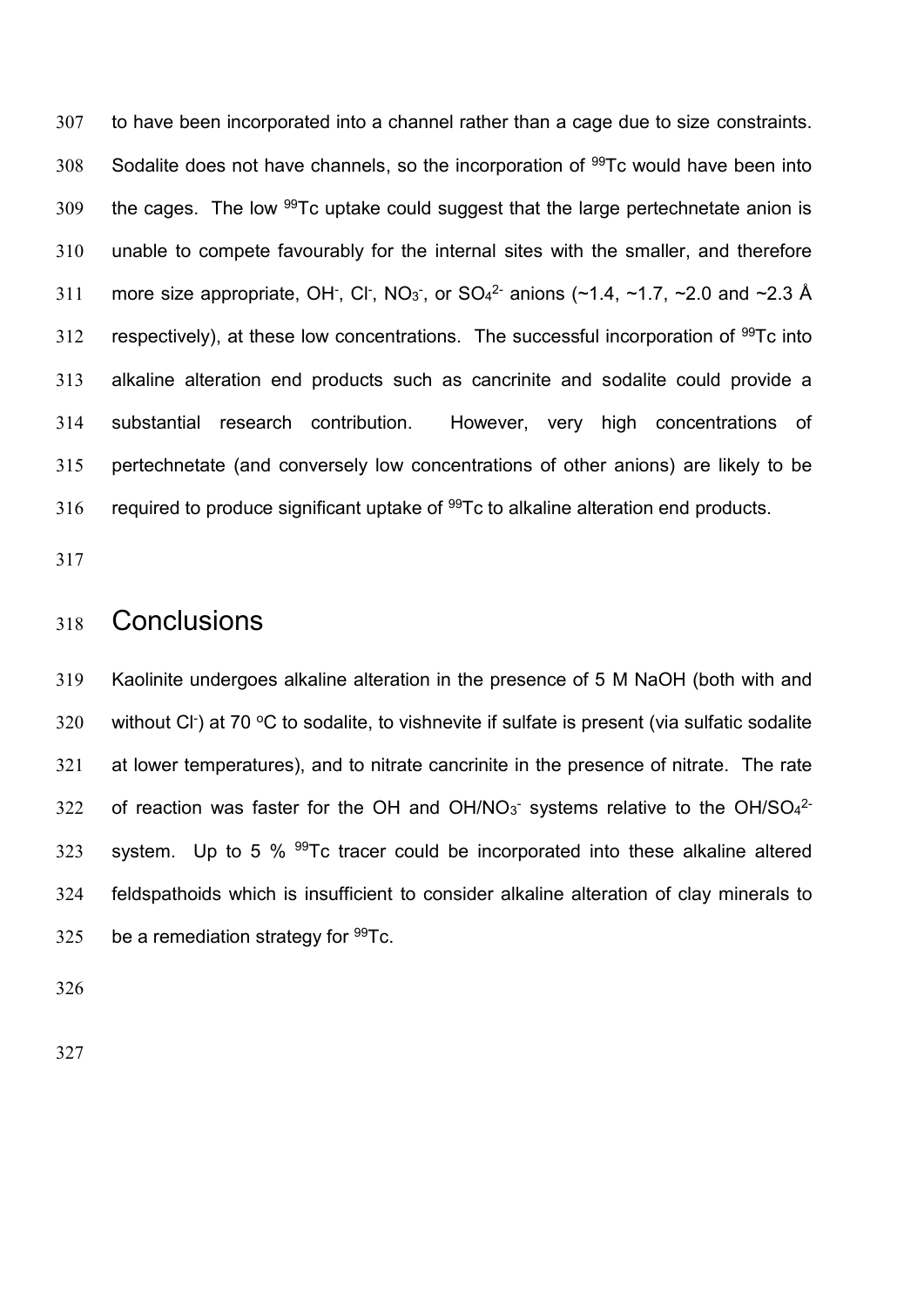to have been incorporated into a channel rather than a cage due to size constraints. Sodalite does not have channels, so the incorporation of $^{99}Tc$ would have been into the cages. The low $^{99}Tc$ uptake could suggest that the large pertechnetate anion is unable to compete favourably for the internal sites with the smaller, and therefore more size appropriate, $OH^-$, $Cl^-$, $NO_3^-$, or $SO_4^{2-}$ anions (~1.4, ~1.7, ~2.0 and ~2.3 Å respectively), at these low concentrations. The successful incorporation of $^{99}Tc$ into alkaline alteration end products such as cancrinite and sodalite could provide a substantial research contribution. However, very high concentrations of pertechnetate (and conversely low concentrations of other anions) are likely to be required to produce significant uptake of $^{99}Tc$ to alkaline alteration end products.

# Conclusions

Kaolinite undergoes alkaline alteration in the presence of 5 M NaOH (both with and without $Cl^-$) at 70 °C to sodalite, to vishnevite if sulfate is present (via sulfatic sodalite at lower temperatures), and to nitrate cancrinite in the presence of nitrate. The rate of reaction was faster for the OH and OH/$NO_3^-$ systems relative to the OH/$SO_4^{2-}$ system. Up to 5 % $^{99}Tc$ tracer could be incorporated into these alkaline altered feldspathoids which is insufficient to consider alkaline alteration of clay minerals to be a remediation strategy for $^{99}Tc$.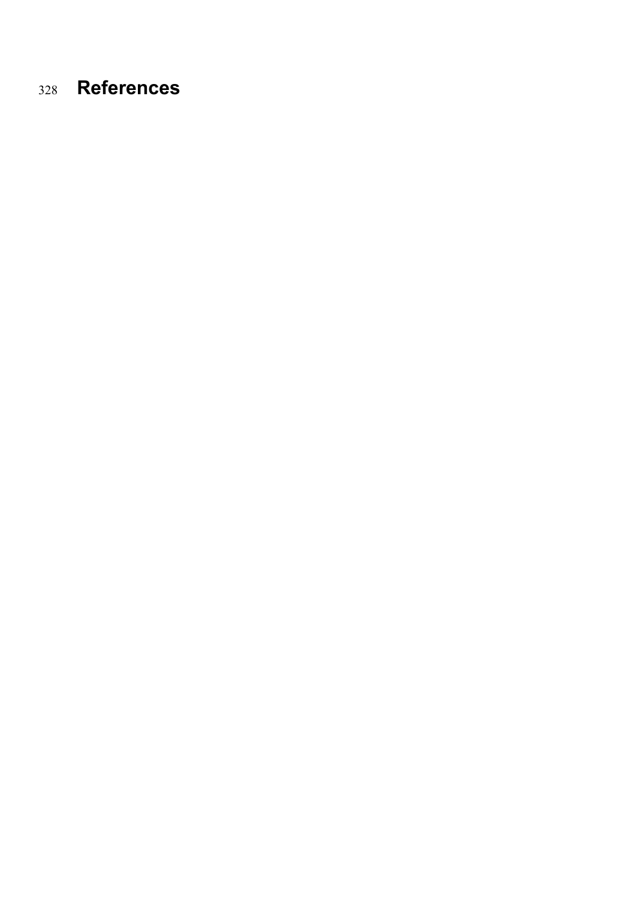# References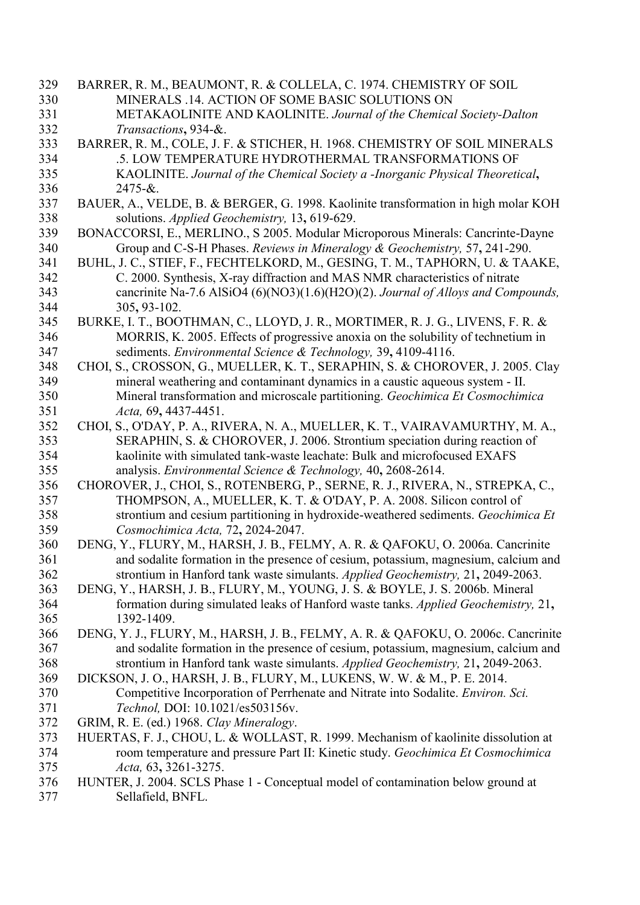BARRER, R. M., BEAUMONT, R. & COLLELA, C. 1974. CHEMISTRY OF SOIL MINERALS .14. ACTION OF SOME BASIC SOLUTIONS ON METAKAOLINITE AND KAOLINITE. *Journal of the Chemical Society-Dalton Transactions*, 934-&.

BARRER, R. M., COLE, J. F. & STICHER, H. 1968. CHEMISTRY OF SOIL MINERALS .5. LOW TEMPERATURE HYDROTHERMAL TRANSFORMATIONS OF KAOLINITE. *Journal of the Chemical Society a -Inorganic Physical Theoretical*, 2475-&.

BAUER, A., VELDE, B. & BERGER, G. 1998. Kaolinite transformation in high molar KOH solutions. *Applied Geochemistry,* 13**,** 619-629.

BONACCORSI, E., MERLINO., S 2005. Modular Microporous Minerals: Cancrinte-Dayne Group and C-S-H Phases. *Reviews in Mineralogy & Geochemistry,* 57**,** 241-290.

BUHL, J. C., STIEF, F., FECHTELKORD, M., GESING, T. M., TAPHORN, U. & TAAKE, C. 2000. Synthesis, X-ray diffraction and MAS NMR characteristics of nitrate cancrinite Na-7.6 AlSiO4 (6)(NO3)(1.6)(H2O)(2). *Journal of Alloys and Compounds,* 305**,** 93-102.

BURKE, I. T., BOOTHMAN, C., LLOYD, J. R., MORTIMER, R. J. G., LIVENS, F. R. & MORRIS, K. 2005. Effects of progressive anoxia on the solubility of technetium in sediments. *Environmental Science & Technology,* 39**,** 4109-4116.

CHOI, S., CROSSON, G., MUELLER, K. T., SERAPHIN, S. & CHOROVER, J. 2005. Clay mineral weathering and contaminant dynamics in a caustic aqueous system - II. Mineral transformation and microscale partitioning. *Geochimica Et Cosmochimica Acta,* 69**,** 4437-4451.

CHOI, S., O'DAY, P. A., RIVERA, N. A., MUELLER, K. T., VAIRAVAMURTHY, M. A., SERAPHIN, S. & CHOROVER, J. 2006. Strontium speciation during reaction of kaolinite with simulated tank-waste leachate: Bulk and microfocused EXAFS analysis. *Environmental Science & Technology,* 40**,** 2608-2614.

CHOROVER, J., CHOI, S., ROTENBERG, P., SERNE, R. J., RIVERA, N., STREPKA, C., THOMPSON, A., MUELLER, K. T. & O'DAY, P. A. 2008. Silicon control of strontium and cesium partitioning in hydroxide-weathered sediments. *Geochimica Et Cosmochimica Acta,* 72**,** 2024-2047.

DENG, Y., FLURY, M., HARSH, J. B., FELMY, A. R. & QAFOKU, O. 2006a. Cancrinite and sodalite formation in the presence of cesium, potassium, magnesium, calcium and strontium in Hanford tank waste simulants. *Applied Geochemistry,* 21**,** 2049-2063.

DENG, Y., HARSH, J. B., FLURY, M., YOUNG, J. S. & BOYLE, J. S. 2006b. Mineral formation during simulated leaks of Hanford waste tanks. *Applied Geochemistry,* 21**,** 1392-1409.

DENG, Y. J., FLURY, M., HARSH, J. B., FELMY, A. R. & QAFOKU, O. 2006c. Cancrinite and sodalite formation in the presence of cesium, potassium, magnesium, calcium and strontium in Hanford tank waste simulants. *Applied Geochemistry,* 21**,** 2049-2063.

DICKSON, J. O., HARSH, J. B., FLURY, M., LUKENS, W. W. & M., P. E. 2014. Competitive Incorporation of Perrhenate and Nitrate into Sodalite. *Environ. Sci. Technol,* DOI: 10.1021/es503156v.

GRIM, R. E. (ed.) 1968. *Clay Mineralogy*.

HUERTAS, F. J., CHOU, L. & WOLLAST, R. 1999. Mechanism of kaolinite dissolution at room temperature and pressure Part II: Kinetic study. *Geochimica Et Cosmochimica Acta,* 63**,** 3261-3275.

HUNTER, J. 2004. SCLS Phase 1 - Conceptual model of contamination below ground at Sellafield, BNFL.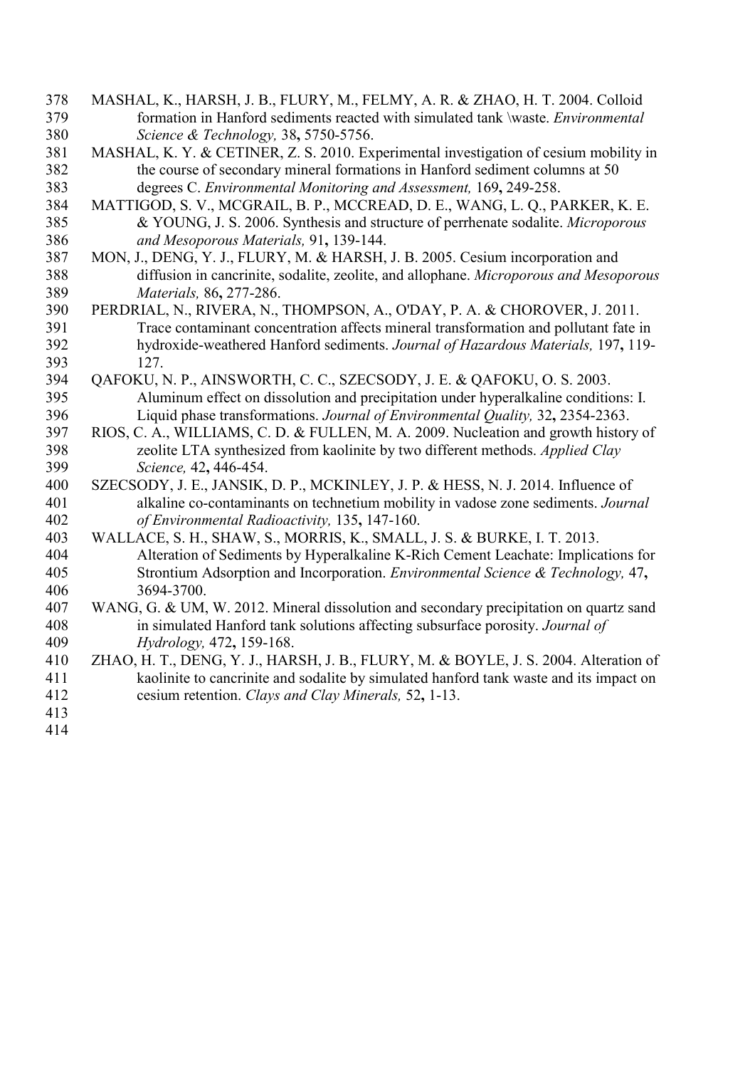MASHAL, K., HARSH, J. B., FLURY, M., FELMY, A. R. & ZHAO, H. T. 2004. Colloid formation in Hanford sediments reacted with simulated tank \waste. *Environmental Science & Technology,* 38**,** 5750-5756.

MASHAL, K. Y. & CETINER, Z. S. 2010. Experimental investigation of cesium mobility in the course of secondary mineral formations in Hanford sediment columns at 50 degrees C. *Environmental Monitoring and Assessment,* 169**,** 249-258.

MATTIGOD, S. V., MCGRAIL, B. P., MCCREAD, D. E., WANG, L. Q., PARKER, K. E. & YOUNG, J. S. 2006. Synthesis and structure of perrhenate sodalite. *Microporous and Mesoporous Materials,* 91**,** 139-144.

MON, J., DENG, Y. J., FLURY, M. & HARSH, J. B. 2005. Cesium incorporation and diffusion in cancrinite, sodalite, zeolite, and allophane. *Microporous and Mesoporous Materials,* 86**,** 277-286.

PERDRIAL, N., RIVERA, N., THOMPSON, A., O'DAY, P. A. & CHOROVER, J. 2011. Trace contaminant concentration affects mineral transformation and pollutant fate in hydroxide-weathered Hanford sediments. *Journal of Hazardous Materials,* 197**,** 119-127.

QAFOKU, N. P., AINSWORTH, C. C., SZECSODY, J. E. & QAFOKU, O. S. 2003. Aluminum effect on dissolution and precipitation under hyperalkaline conditions: I. Liquid phase transformations. *Journal of Environmental Quality,* 32**,** 2354-2363.

RIOS, C. A., WILLIAMS, C. D. & FULLEN, M. A. 2009. Nucleation and growth history of zeolite LTA synthesized from kaolinite by two different methods. *Applied Clay Science,* 42**,** 446-454.

SZECSODY, J. E., JANSIK, D. P., MCKINLEY, J. P. & HESS, N. J. 2014. Influence of alkaline co-contaminants on technetium mobility in vadose zone sediments. *Journal of Environmental Radioactivity,* 135**,** 147-160.

WALLACE, S. H., SHAW, S., MORRIS, K., SMALL, J. S. & BURKE, I. T. 2013. Alteration of Sediments by Hyperalkaline K-Rich Cement Leachate: Implications for Strontium Adsorption and Incorporation. *Environmental Science & Technology,* 47**,** 3694-3700.

WANG, G. & UM, W. 2012. Mineral dissolution and secondary precipitation on quartz sand in simulated Hanford tank solutions affecting subsurface porosity. *Journal of Hydrology,* 472**,** 159-168.

ZHAO, H. T., DENG, Y. J., HARSH, J. B., FLURY, M. & BOYLE, J. S. 2004. Alteration of kaolinite to cancrinite and sodalite by simulated hanford tank waste and its impact on cesium retention. *Clays and Clay Minerals,* 52**,** 1-13.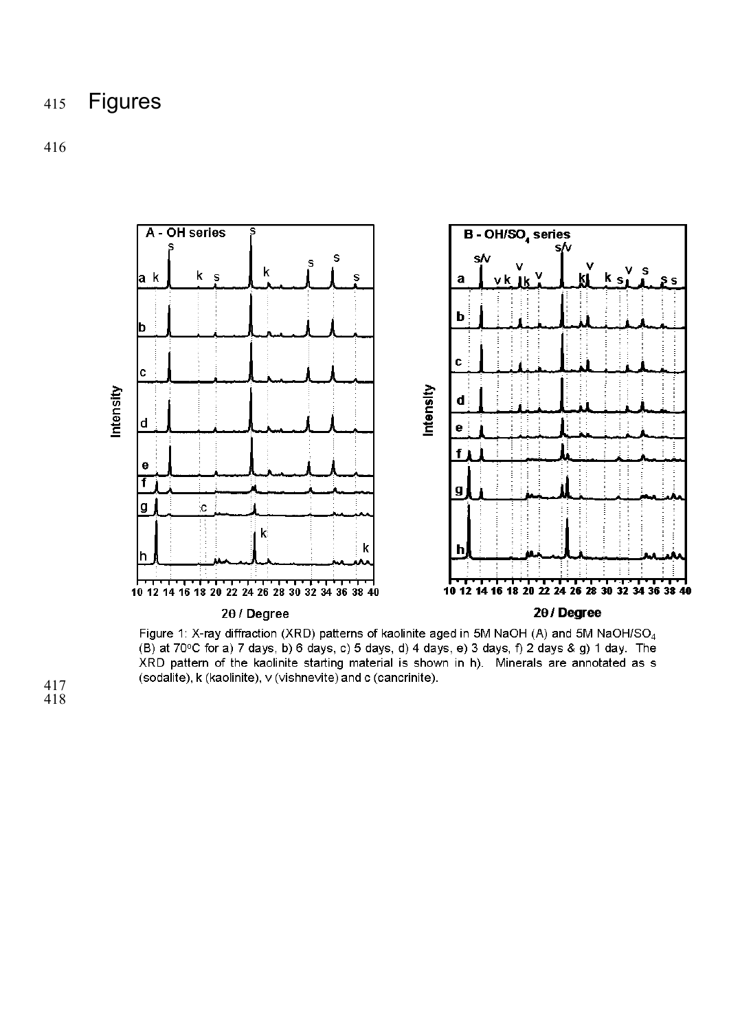# Figures

Figure 1: X-ray diffraction (XRD) patterns of kaolinite aged in 5M NaOH (A) and 5M NaOH/$SO_4$ (B) at 70°C for a) 7 days, b) 6 days, c) 5 days, d) 4 days, e) 3 days, f) 2 days & g) 1 day. The XRD pattern of the kaolinite starting material is shown in h). Minerals are annotated as s (sodalite), k (kaolinite), v (vishnevite) and c (cancrinite).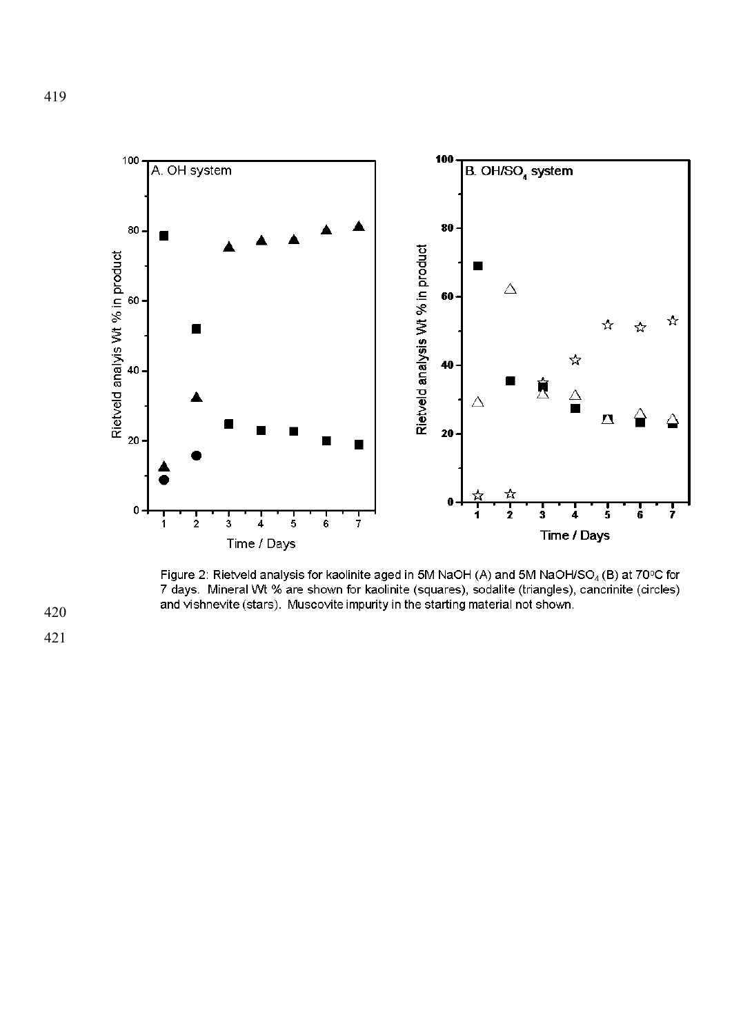Figure 2: Rietveld analysis for kaolinite aged in 5M NaOH (A) and 5M NaOH/$SO_4$ (B) at 70°C for 7 days. Mineral Wt % are shown for kaolinite (squares), sodalite (triangles), cancrinite (circles) and vishnevite (stars). Muscovite impurity in the starting material not shown.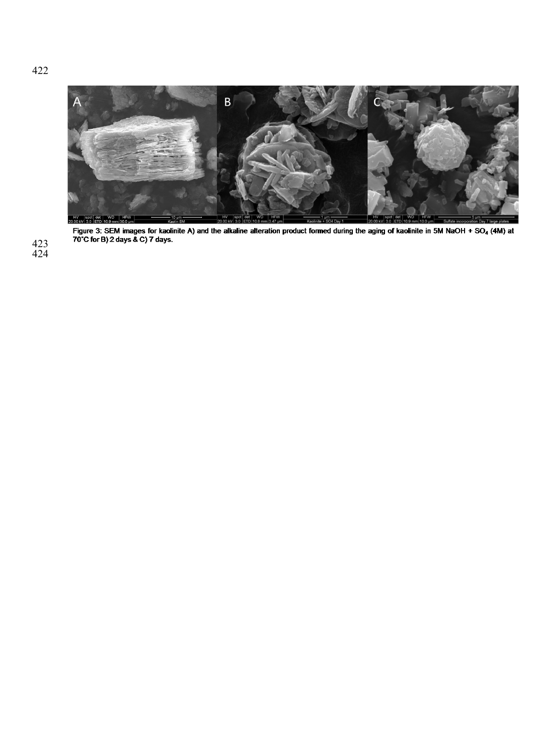Figure 3: SEM images for kaolinite A) and the alkaline alteration product formed during the aging of kaolinite in 5M NaOH + $SO_4$ (4M) at 70°C for B) 2 days & C) 7 days.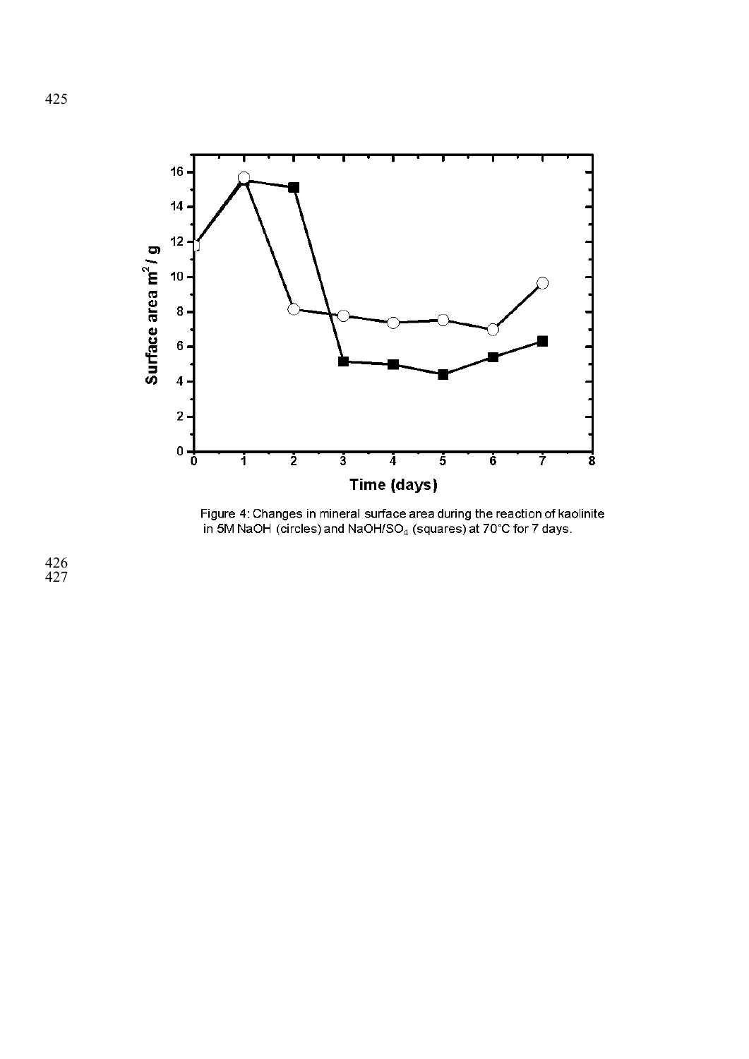Figure 4: Changes in mineral surface area during the reaction of kaolinite in 5M NaOH (circles) and NaOH/$SO_4$ (squares) at 70°C for 7 days.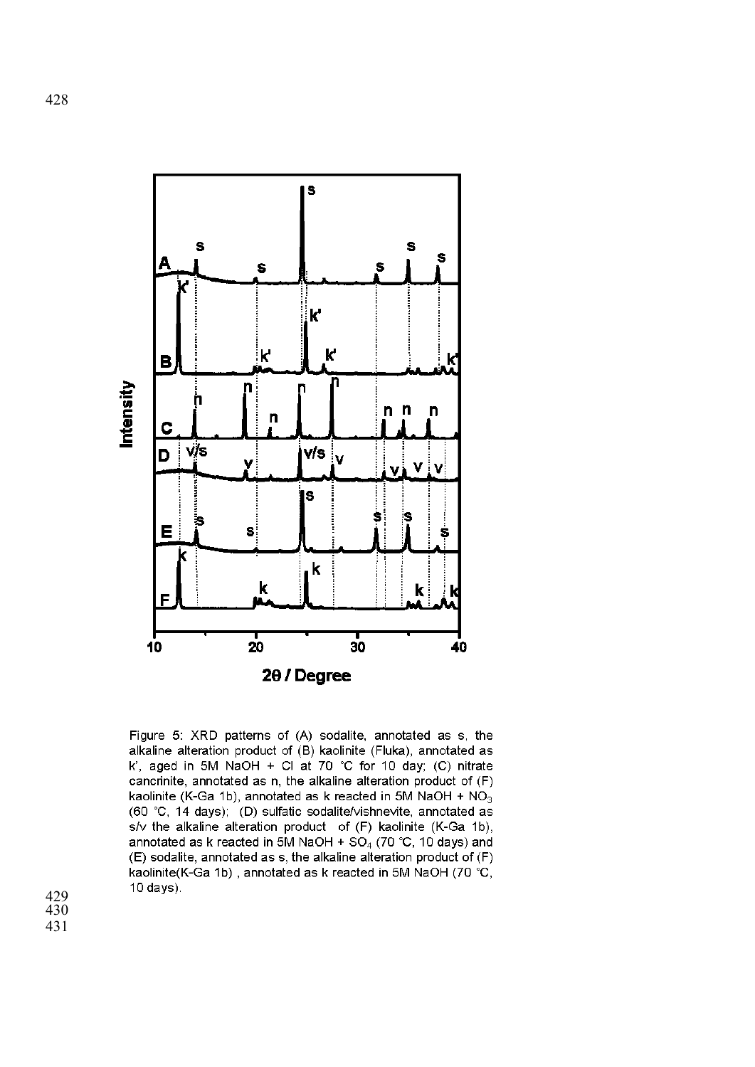Figure 5: XRD patterns of (A) sodalite, annotated as s, the alkaline alteration product of (B) kaolinite (Fluka), annotated as k', aged in 5M NaOH + Cl at 70 °C for 10 day; (C) nitrate cancrinite, annotated as n, the alkaline alteration product of (F) kaolinite (K-Ga 1b), annotated as k reacted in 5M NaOH + $NO_3$ (60 °C, 14 days); (D) sulfatic sodalite/vishnevite, annotated as s/v the alkaline alteration product of (F) kaolinite (K-Ga 1b), annotated as k reacted in 5M NaOH + $SO_4$ (70 °C, 10 days) and (E) sodalite, annotated as s, the alkaline alteration product of (F) kaolinite(K-Ga 1b) , annotated as k reacted in 5M NaOH (70 °C, 10 days).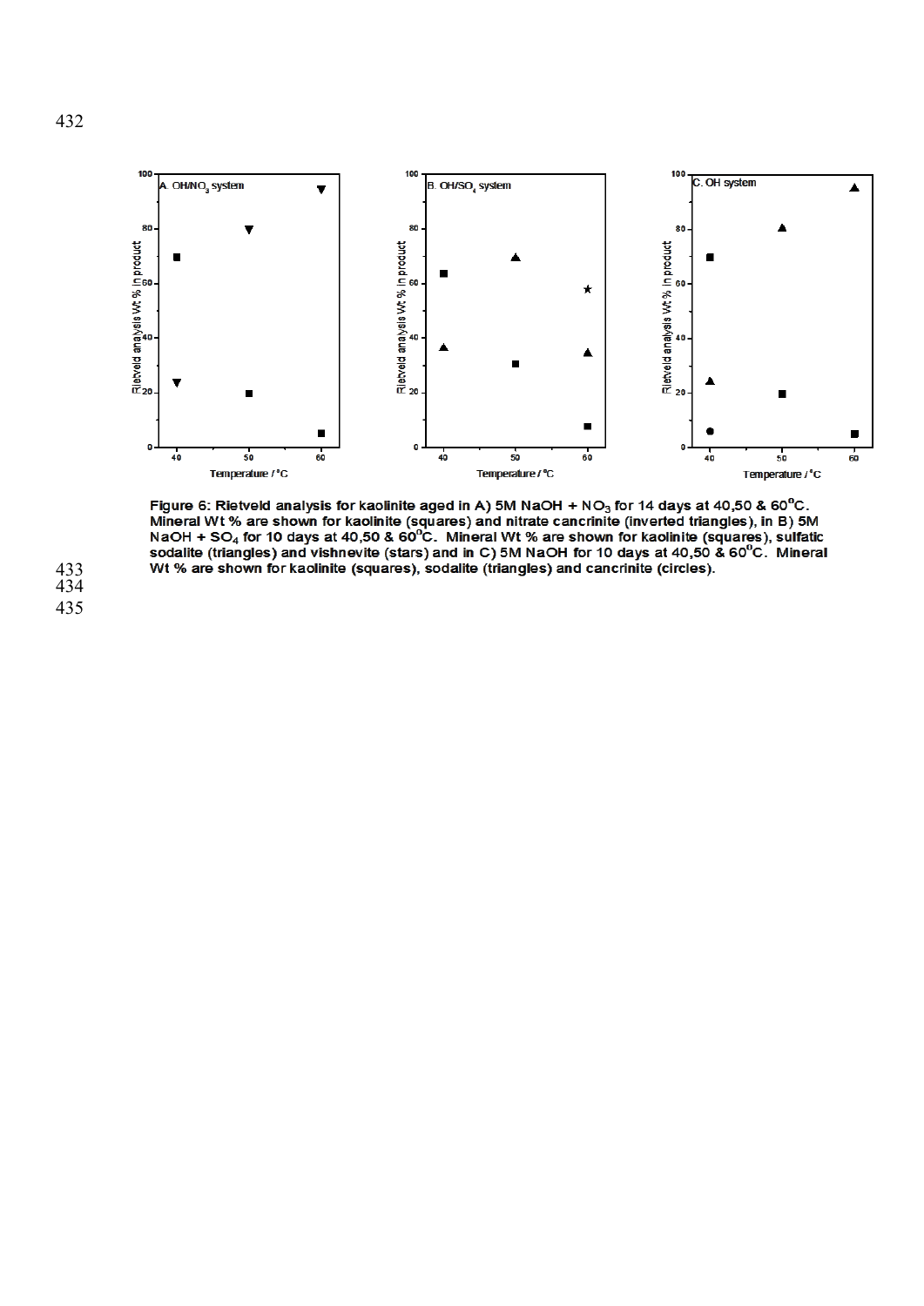Figure 6: Rietveld analysis for kaolinite aged in A) 5M NaOH + $NO_3$ for 14 days at 40,50 & 60°C. Mineral Wt % are shown for kaolinite (squares) and nitrate cancrinite (inverted triangles), in B) 5M NaOH + $SO_4$ for 10 days at 40,50 & 60°C. Mineral Wt % are shown for kaolinite (squares), sulfatic sodalite (triangles) and vishnevite (stars) and in C) 5M NaOH for 10 days at 40,50 & 60°C. Mineral Wt % are shown for kaolinite (squares), sodalite (triangles) and cancrinite (circles).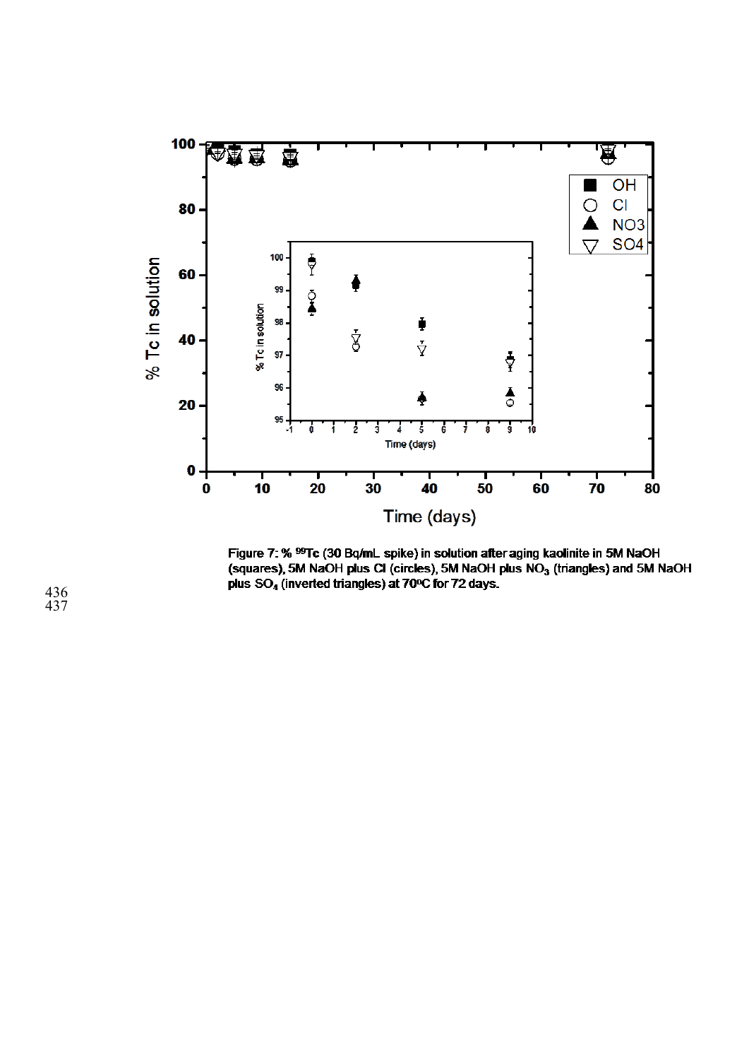100

80

60

40

20

0

0 10 20 30 40 50 60 70 80

Time (days)

% Tc in solution

OH

Cl

NO3

SO4

100

99

98

97

96

95

-1 0 1 2 3 4 5 6 7 8 9 10

Time (days)

% Tc in solution

Figure 7: % $^{99}$Tc (30 Bq/mL spike) in solution after aging kaolinite in 5M NaOH (squares), 5M NaOH plus Cl (circles), 5M NaOH plus $NO_3$ (triangles) and 5M NaOH plus $SO_4$ (inverted triangles) at 70°C for 72 days.